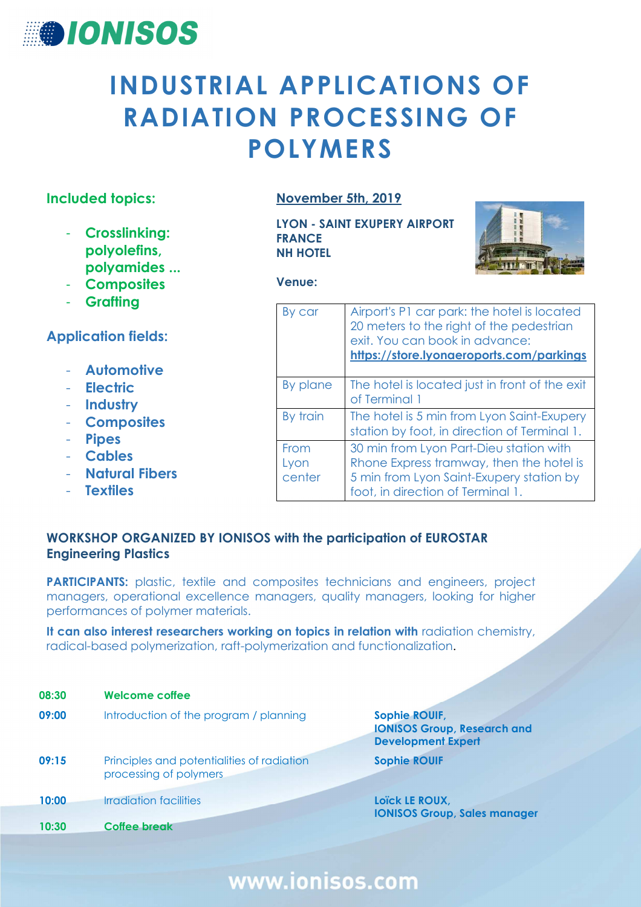IONISOS

# INDUSTRIAL APPLICATIONS OF RADIATION PROCESSING OF POLYMERS

## Included topics:

- **Crosslinking: polyolefins, polyamides ...**
- **Composites**
- **Grafting**

## Application fields:

- **Automotive**
- **Electric**
- **Industry**
- **Composites**
- **Pipes**
- **Cables**
- **Natural Fibers**
- **Textiles**

**November 5th, 2019**

**LYON - SAINT EXUPERY AIRPORT**
**FRANCE**
**NH HOTEL**

**Venue:**

| | |
|---|---|
| By car | Airport's P1 car park: the hotel is located 20 meters to the right of the pedestrian exit. You can book in advance: **https://store.lyonaeroports.com/parkings** |
| By plane | The hotel is located just in front of the exit of Terminal 1 |
| By train | The hotel is 5 min from Lyon Saint-Exupery station by foot, in direction of Terminal 1. |
| From Lyon center | 30 min from Lyon Part-Dieu station with Rhone Express tramway, then the hotel is 5 min from Lyon Saint-Exupery station by foot, in direction of Terminal 1. |

**WORKSHOP ORGANIZED BY IONISOS with the participation of EUROSTAR Engineering Plastics**

**PARTICIPANTS:** plastic, textile and composites technicians and engineers, project managers, operational excellence managers, quality managers, looking for higher performances of polymer materials.

**It can also interest researchers working on topics in relation with** radiation chemistry, radical-based polymerization, raft-polymerization and functionalization.

| | | |
|---|---|---|
| **08:30** | **Welcome coffee** | |
| **09:00** | Introduction of the program / planning | **Sophie ROUIF, IONISOS Group, Research and Development Expert** |
| **09:15** | Principles and potentialities of radiation processing of polymers | **Sophie ROUIF** |
| **10:00** | Irradiation facilities | **Loïck LE ROUX, IONISOS Group, Sales manager** |
| **10:30** | **Coffee break** | |

www.ionisos.com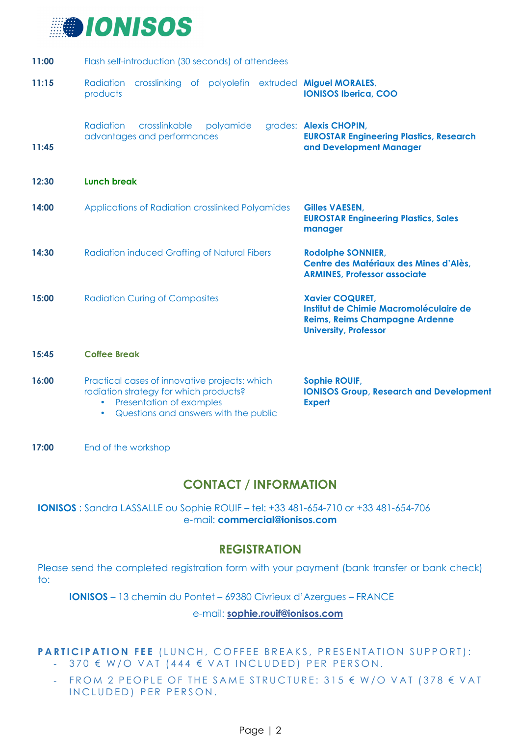**IONISOS**

| | | |
|---|---|---|
| **11:00** | Flash self-introduction (30 seconds) of attendees | |
| **11:15** | Radiation crosslinking of polyolefin extruded products | **Miguel MORALES**, **IONISOS Iberica, COO** |
| **11:45** | Radiation crosslinkable polyamide grades: advantages and performances | **Alexis CHOPIN, EUROSTAR Engineering Plastics, Research and Development Manager** |
| **12:30** | **Lunch break** | |
| **14:00** | Applications of Radiation crosslinked Polyamides | **Gilles VAESEN, EUROSTAR Engineering Plastics, Sales manager** |
| **14:30** | Radiation induced Grafting of Natural Fibers | **Rodolphe SONNIER, Centre des Matériaux des Mines d'Alès, ARMINES, Professor associate** |
| **15:00** | Radiation Curing of Composites | **Xavier COQUERET, Institut de Chimie Macromoléculaire de Reims, Reims Champagne Ardenne University, Professor** |
| **15:45** | **Coffee Break** | |
| **16:00** | Practical cases of innovative projects: which radiation strategy for which products?<br>• Presentation of examples<br>• Questions and answers with the public | **Sophie ROUIF, IONISOS Group, Research and Development Expert** |
| **17:00** | End of the workshop | |

## CONTACT / INFORMATION

**IONISOS** : Sandra LASSALLE ou Sophie ROUIF – tel: +33 481-654-710 or +33 481-654-706
e-mail: **commercial@ionisos.com**

## REGISTRATION

Please send the completed registration form with your payment (bank transfer or bank check) to:

**IONISOS** – 13 chemin du Pontet – 69380 Civrieux d'Azergues – FRANCE

e-mail: **sophie.rouif@ionisos.com**

**PARTICIPATION FEE** (LUNCH, COFFEE BREAKS, PRESENTATION SUPPORT):

- 370 € W/O VAT (444 € VAT INCLUDED) PER PERSON.
- FROM 2 PEOPLE OF THE SAME STRUCTURE: 315 € W/O VAT (378 € VAT INCLUDED) PER PERSON.